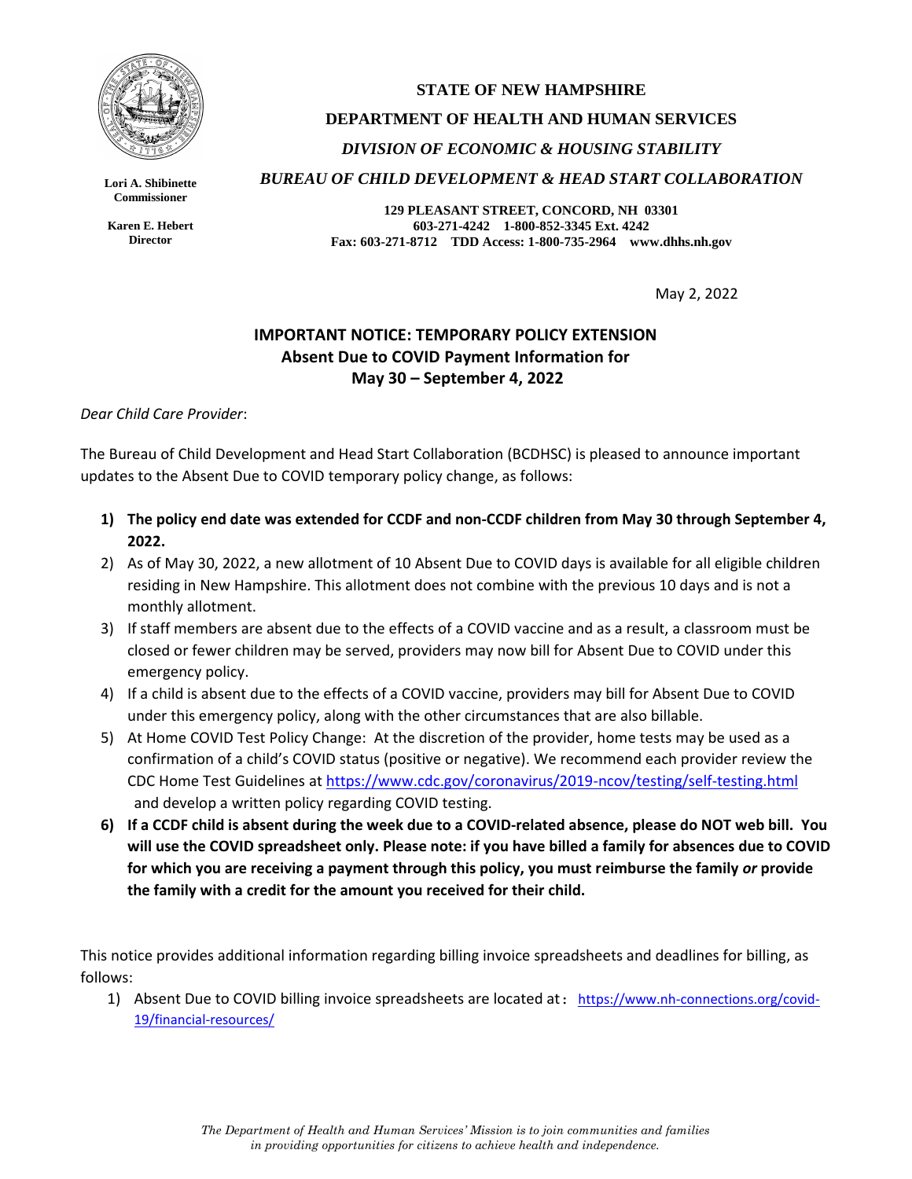Lori A. Shibinette
Commissioner

Karen E. Hebert
Director

**STATE OF NEW HAMPSHIRE**
**DEPARTMENT OF HEALTH AND HUMAN SERVICES**
***DIVISION OF ECONOMIC & HOUSING STABILITY***
***BUREAU OF CHILD DEVELOPMENT & HEAD START COLLABORATION***

**129 PLEASANT STREET, CONCORD, NH 03301**
**603-271-4242 1-800-852-3345 Ext. 4242**
**Fax: 603-271-8712 TDD Access: 1-800-735-2964 www.dhhs.nh.gov**

May 2, 2022

## IMPORTANT NOTICE: TEMPORARY POLICY EXTENSION
## Absent Due to COVID Payment Information for May 30 – September 4, 2022

*Dear Child Care Provider*:

The Bureau of Child Development and Head Start Collaboration (BCDHSC) is pleased to announce important updates to the Absent Due to COVID temporary policy change, as follows:

1) **The policy end date was extended for CCDF and non-CCDF children from May 30 through September 4, 2022.**
2) As of May 30, 2022, a new allotment of 10 Absent Due to COVID days is available for all eligible children residing in New Hampshire. This allotment does not combine with the previous 10 days and is not a monthly allotment.
3) If staff members are absent due to the effects of a COVID vaccine and as a result, a classroom must be closed or fewer children may be served, providers may now bill for Absent Due to COVID under this emergency policy.
4) If a child is absent due to the effects of a COVID vaccine, providers may bill for Absent Due to COVID under this emergency policy, along with the other circumstances that are also billable.
5) At Home COVID Test Policy Change: At the discretion of the provider, home tests may be used as a confirmation of a child's COVID status (positive or negative). We recommend each provider review the CDC Home Test Guidelines at https://www.cdc.gov/coronavirus/2019-ncov/testing/self-testing.html and develop a written policy regarding COVID testing.
6) **If a CCDF child is absent during the week due to a COVID-related absence, please do NOT web bill. You will use the COVID spreadsheet only. Please note: if you have billed a family for absences due to COVID for which you are receiving a payment through this policy, you must reimburse the family *or* provide the family with a credit for the amount you received for their child.**

This notice provides additional information regarding billing invoice spreadsheets and deadlines for billing, as follows:

1) Absent Due to COVID billing invoice spreadsheets are located at: https://www.nh-connections.org/covid-19/financial-resources/

*The Department of Health and Human Services' Mission is to join communities and families in providing opportunities for citizens to achieve health and independence.*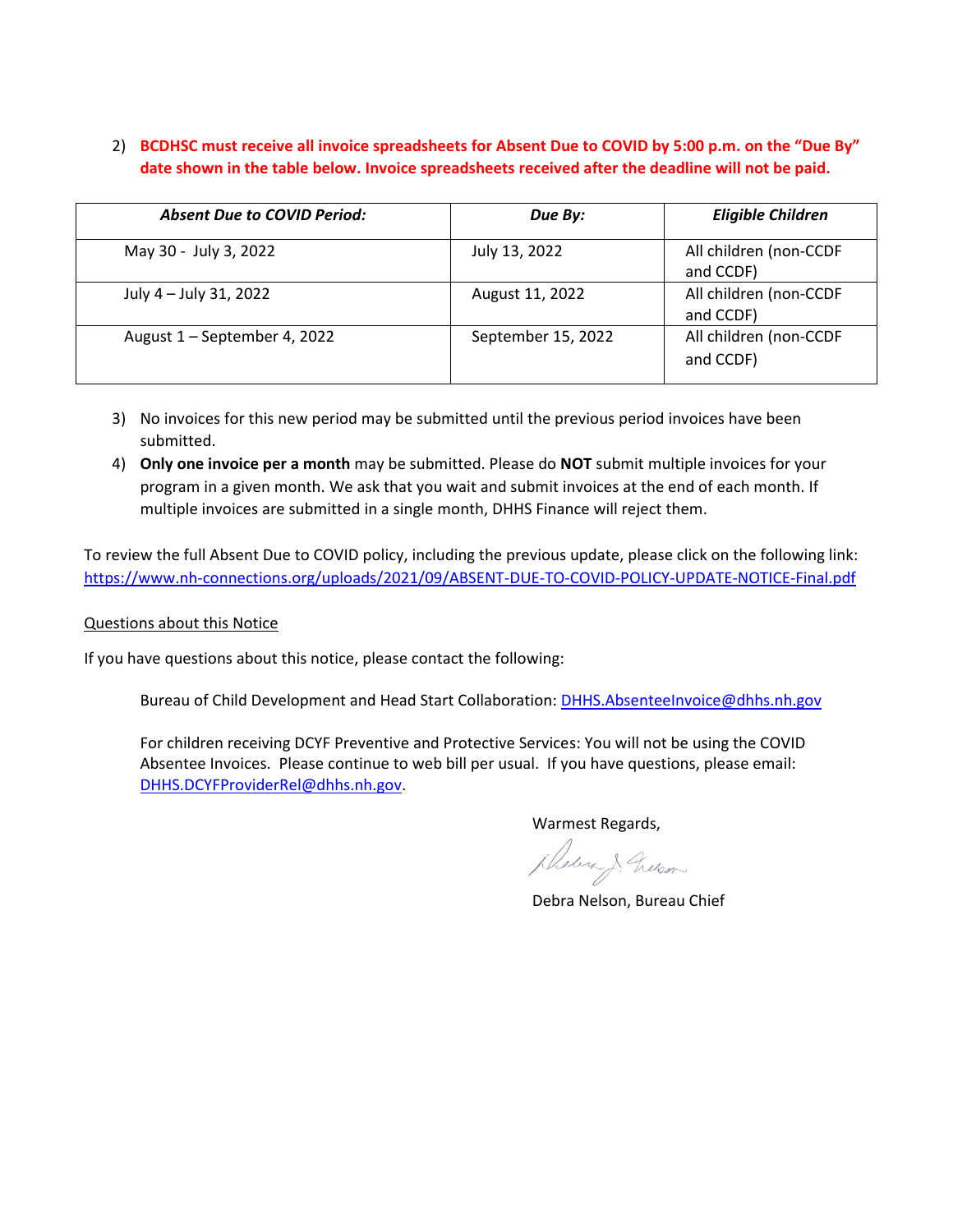2) **BCDHSC must receive all invoice spreadsheets for Absent Due to COVID by 5:00 p.m. on the "Due By" date shown in the table below. Invoice spreadsheets received after the deadline will not be paid.**

| ***Absent Due to COVID Period:*** | ***Due By:*** | ***Eligible Children*** |
|---|---|---|
| May 30 - July 3, 2022 | July 13, 2022 | All children (non-CCDF and CCDF) |
| July 4 – July 31, 2022 | August 11, 2022 | All children (non-CCDF and CCDF) |
| August 1 – September 4, 2022 | September 15, 2022 | All children (non-CCDF and CCDF) |

3) No invoices for this new period may be submitted until the previous period invoices have been submitted.
4) **Only one invoice per a month** may be submitted. Please do **NOT** submit multiple invoices for your program in a given month. We ask that you wait and submit invoices at the end of each month. If multiple invoices are submitted in a single month, DHHS Finance will reject them.

To review the full Absent Due to COVID policy, including the previous update, please click on the following link: https://www.nh-connections.org/uploads/2021/09/ABSENT-DUE-TO-COVID-POLICY-UPDATE-NOTICE-Final.pdf

Questions about this Notice

If you have questions about this notice, please contact the following:

Bureau of Child Development and Head Start Collaboration: DHHS.AbsenteeInvoice@dhhs.nh.gov

For children receiving DCYF Preventive and Protective Services: You will not be using the COVID Absentee Invoices. Please continue to web bill per usual. If you have questions, please email: DHHS.DCYFProviderRel@dhhs.nh.gov.

Warmest Regards,

Debra Nelson, Bureau Chief